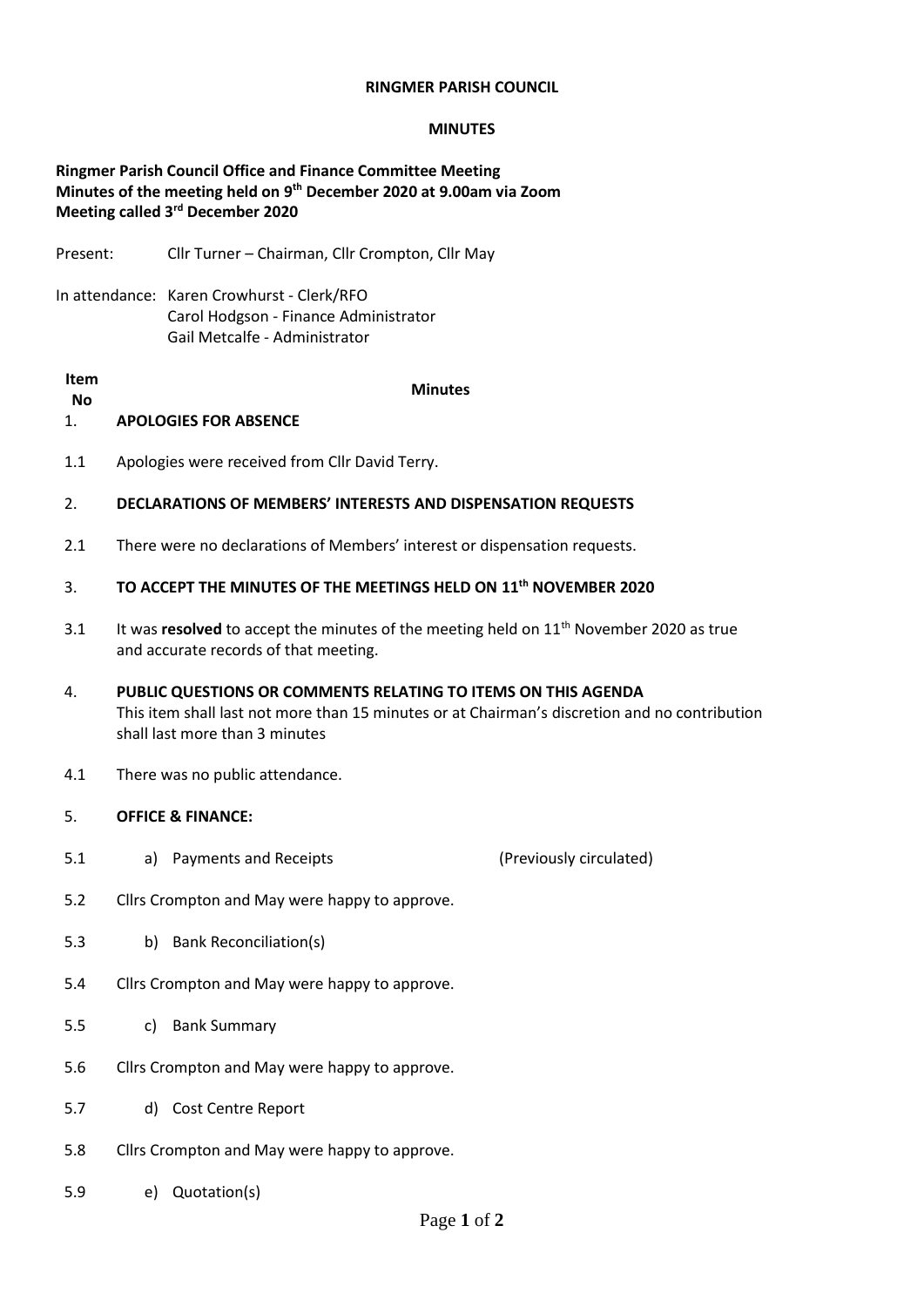**RINGMER PARISH COUNCIL**

**MINUTES**

**Ringmer Parish Council Office and Finance Committee Meeting**
**Minutes of the meeting held on 9th December 2020 at 9.00am via Zoom**
**Meeting called 3rd December 2020**

Present: Cllr Turner – Chairman, Cllr Crompton, Cllr May

In attendance: Karen Crowhurst - Clerk/RFO
Carol Hodgson - Finance Administrator
Gail Metcalfe - Administrator

| Item No | Minutes |
|---|---|
| 1. | **APOLOGIES FOR ABSENCE** |
| 1.1 | Apologies were received from Cllr David Terry. |
| 2. | **DECLARATIONS OF MEMBERS' INTERESTS AND DISPENSATION REQUESTS** |
| 2.1 | There were no declarations of Members' interest or dispensation requests. |
| 3. | **TO ACCEPT THE MINUTES OF THE MEETINGS HELD ON 11th NOVEMBER 2020** |
| 3.1 | It was **resolved** to accept the minutes of the meeting held on 11th November 2020 as true and accurate records of that meeting. |
| 4. | **PUBLIC QUESTIONS OR COMMENTS RELATING TO ITEMS ON THIS AGENDA** This item shall last not more than 15 minutes or at Chairman's discretion and no contribution shall last more than 3 minutes |
| 4.1 | There was no public attendance. |
| 5. | **OFFICE & FINANCE:** |
| 5.1 | a) Payments and Receipts (Previously circulated) |
| 5.2 | Cllrs Crompton and May were happy to approve. |
| 5.3 | b) Bank Reconciliation(s) |
| 5.4 | Cllrs Crompton and May were happy to approve. |
| 5.5 | c) Bank Summary |
| 5.6 | Cllrs Crompton and May were happy to approve. |
| 5.7 | d) Cost Centre Report |
| 5.8 | Cllrs Crompton and May were happy to approve. |
| 5.9 | e) Quotation(s) |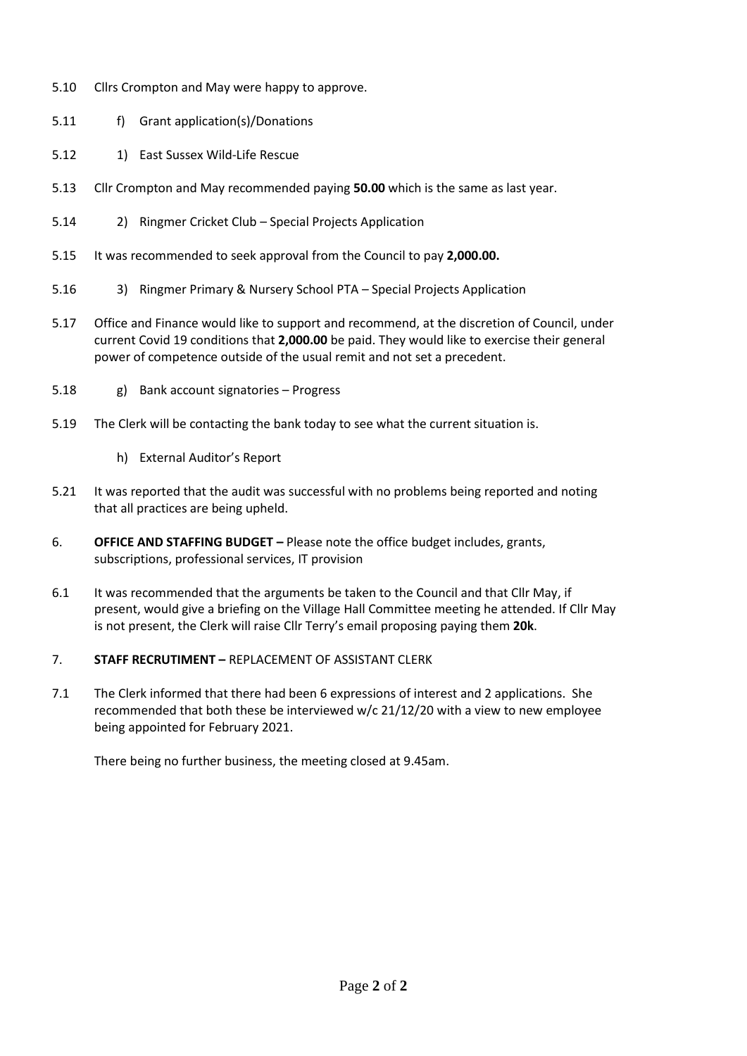5.10 Cllrs Crompton and May were happy to approve.

5.11 f) Grant application(s)/Donations

5.12 1) East Sussex Wild-Life Rescue

5.13 Cllr Crompton and May recommended paying **50.00** which is the same as last year.

5.14 2) Ringmer Cricket Club – Special Projects Application

5.15 It was recommended to seek approval from the Council to pay **2,000.00.**

5.16 3) Ringmer Primary & Nursery School PTA – Special Projects Application

5.17 Office and Finance would like to support and recommend, at the discretion of Council, under current Covid 19 conditions that **2,000.00** be paid. They would like to exercise their general power of competence outside of the usual remit and not set a precedent.

5.18 g) Bank account signatories – Progress

5.19 The Clerk will be contacting the bank today to see what the current situation is.

h) External Auditor's Report

5.21 It was reported that the audit was successful with no problems being reported and noting that all practices are being upheld.

6. **OFFICE AND STAFFING BUDGET –** Please note the office budget includes, grants, subscriptions, professional services, IT provision

6.1 It was recommended that the arguments be taken to the Council and that Cllr May, if present, would give a briefing on the Village Hall Committee meeting he attended. If Cllr May is not present, the Clerk will raise Cllr Terry's email proposing paying them **20k**.

7. **STAFF RECRUTIMENT –** REPLACEMENT OF ASSISTANT CLERK

7.1 The Clerk informed that there had been 6 expressions of interest and 2 applications. She recommended that both these be interviewed w/c 21/12/20 with a view to new employee being appointed for February 2021.

There being no further business, the meeting closed at 9.45am.